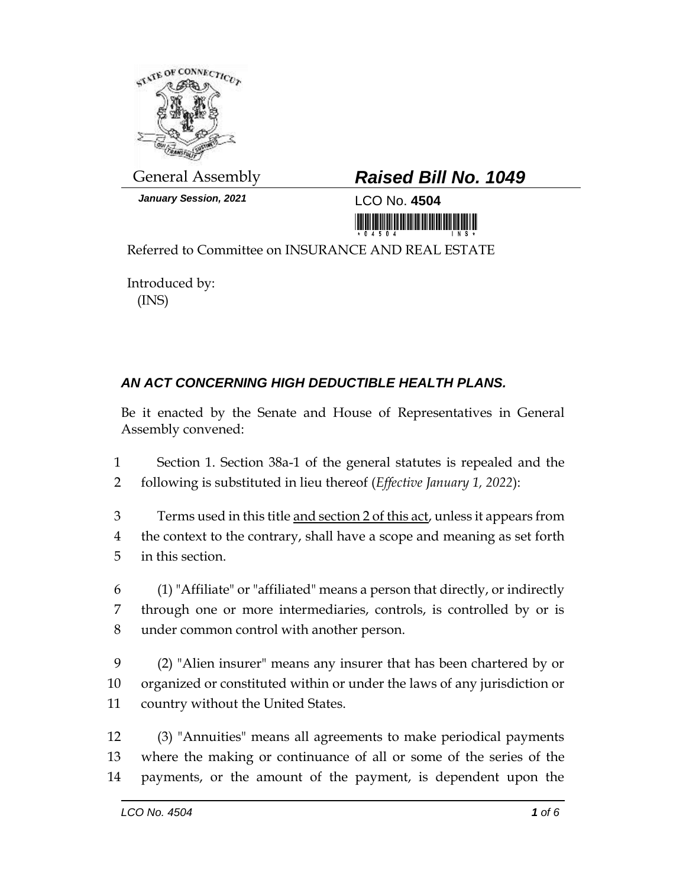General Assembly

***Raised Bill No. 1049***

***January Session, 2021***

LCO No. **4504**

Referred to Committee on INSURANCE AND REAL ESTATE

Introduced by:
(INS)

## *AN ACT CONCERNING HIGH DEDUCTIBLE HEALTH PLANS.*

Be it enacted by the Senate and House of Representatives in General Assembly convened:

1 Section 1. Section 38a-1 of the general statutes is repealed and the
2 following is substituted in lieu thereof (*Effective January 1, 2022*):

3 Terms used in this title <u>and section 2 of this act</u>, unless it appears from
4 the context to the contrary, shall have a scope and meaning as set forth
5 in this section.

6 (1) "Affiliate" or "affiliated" means a person that directly, or indirectly
7 through one or more intermediaries, controls, is controlled by or is
8 under common control with another person.

9 (2) "Alien insurer" means any insurer that has been chartered by or
10 organized or constituted within or under the laws of any jurisdiction or
11 country without the United States.

12 (3) "Annuities" means all agreements to make periodical payments
13 where the making or continuance of all or some of the series of the
14 payments, or the amount of the payment, is dependent upon the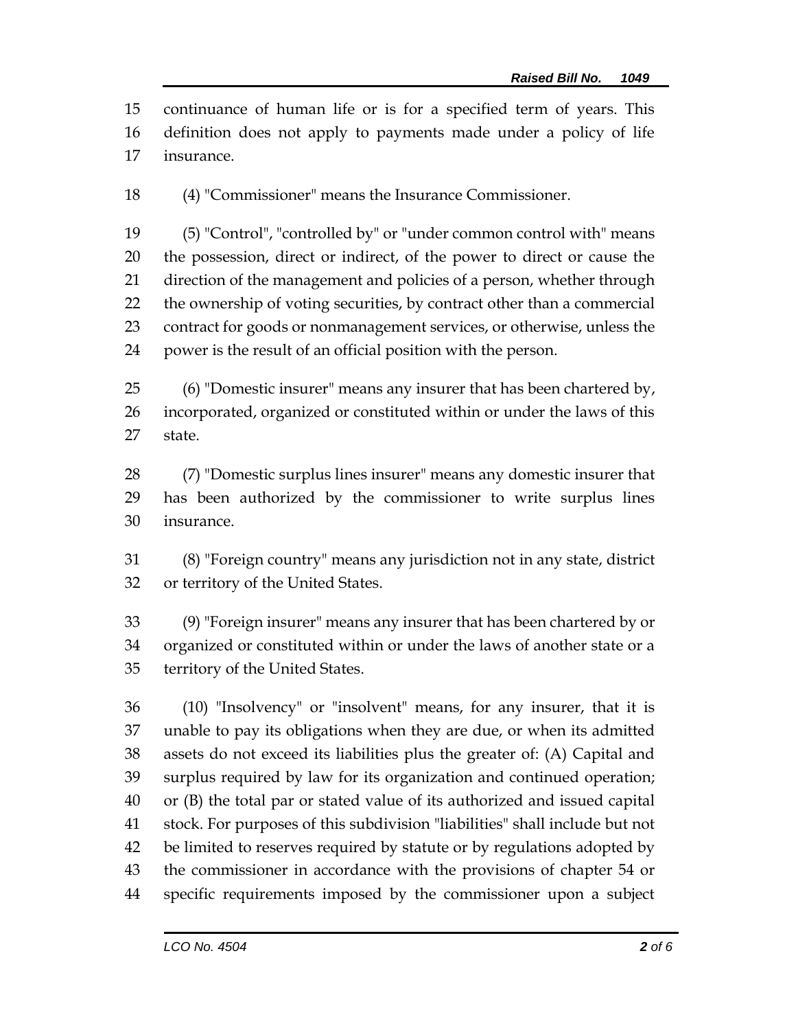continuance of human life or is for a specified term of years. This definition does not apply to payments made under a policy of life insurance.

(4) "Commissioner" means the Insurance Commissioner.

(5) "Control", "controlled by" or "under common control with" means the possession, direct or indirect, of the power to direct or cause the direction of the management and policies of a person, whether through the ownership of voting securities, by contract other than a commercial contract for goods or nonmanagement services, or otherwise, unless the power is the result of an official position with the person.

(6) "Domestic insurer" means any insurer that has been chartered by, incorporated, organized or constituted within or under the laws of this state.

(7) "Domestic surplus lines insurer" means any domestic insurer that has been authorized by the commissioner to write surplus lines insurance.

(8) "Foreign country" means any jurisdiction not in any state, district or territory of the United States.

(9) "Foreign insurer" means any insurer that has been chartered by or organized or constituted within or under the laws of another state or a territory of the United States.

(10) "Insolvency" or "insolvent" means, for any insurer, that it is unable to pay its obligations when they are due, or when its admitted assets do not exceed its liabilities plus the greater of: (A) Capital and surplus required by law for its organization and continued operation; or (B) the total par or stated value of its authorized and issued capital stock. For purposes of this subdivision "liabilities" shall include but not be limited to reserves required by statute or by regulations adopted by the commissioner in accordance with the provisions of chapter 54 or specific requirements imposed by the commissioner upon a subject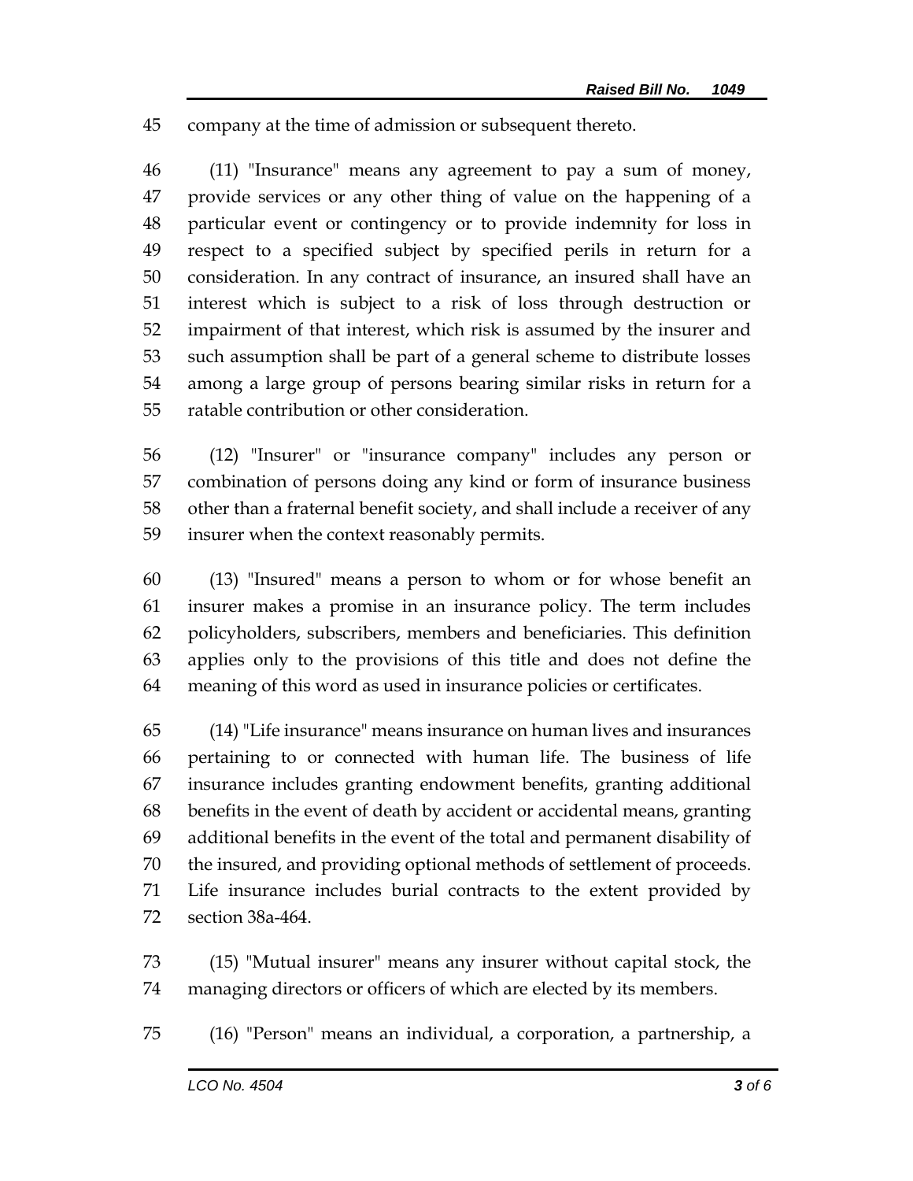company at the time of admission or subsequent thereto.

(11) "Insurance" means any agreement to pay a sum of money, provide services or any other thing of value on the happening of a particular event or contingency or to provide indemnity for loss in respect to a specified subject by specified perils in return for a consideration. In any contract of insurance, an insured shall have an interest which is subject to a risk of loss through destruction or impairment of that interest, which risk is assumed by the insurer and such assumption shall be part of a general scheme to distribute losses among a large group of persons bearing similar risks in return for a ratable contribution or other consideration.

(12) "Insurer" or "insurance company" includes any person or combination of persons doing any kind or form of insurance business other than a fraternal benefit society, and shall include a receiver of any insurer when the context reasonably permits.

(13) "Insured" means a person to whom or for whose benefit an insurer makes a promise in an insurance policy. The term includes policyholders, subscribers, members and beneficiaries. This definition applies only to the provisions of this title and does not define the meaning of this word as used in insurance policies or certificates.

(14) "Life insurance" means insurance on human lives and insurances pertaining to or connected with human life. The business of life insurance includes granting endowment benefits, granting additional benefits in the event of death by accident or accidental means, granting additional benefits in the event of the total and permanent disability of the insured, and providing optional methods of settlement of proceeds. Life insurance includes burial contracts to the extent provided by section 38a-464.

(15) "Mutual insurer" means any insurer without capital stock, the managing directors or officers of which are elected by its members.

(16) "Person" means an individual, a corporation, a partnership, a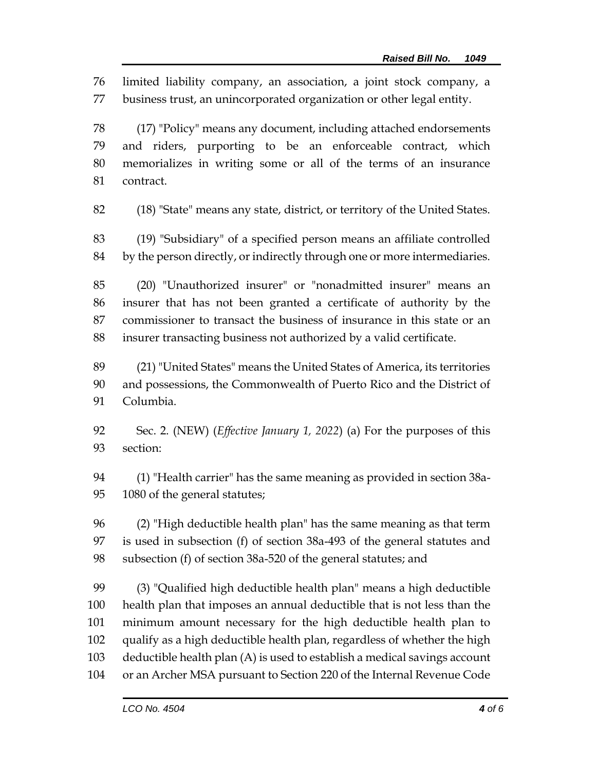limited liability company, an association, a joint stock company, a business trust, an unincorporated organization or other legal entity.

(17) "Policy" means any document, including attached endorsements and riders, purporting to be an enforceable contract, which memorializes in writing some or all of the terms of an insurance contract.

(18) "State" means any state, district, or territory of the United States.

(19) "Subsidiary" of a specified person means an affiliate controlled by the person directly, or indirectly through one or more intermediaries.

(20) "Unauthorized insurer" or "nonadmitted insurer" means an insurer that has not been granted a certificate of authority by the commissioner to transact the business of insurance in this state or an insurer transacting business not authorized by a valid certificate.

(21) "United States" means the United States of America, its territories and possessions, the Commonwealth of Puerto Rico and the District of Columbia.

Sec. 2. (NEW) (*Effective January 1, 2022*) (a) For the purposes of this section:

(1) "Health carrier" has the same meaning as provided in section 38a-1080 of the general statutes;

(2) "High deductible health plan" has the same meaning as that term is used in subsection (f) of section 38a-493 of the general statutes and subsection (f) of section 38a-520 of the general statutes; and

(3) "Qualified high deductible health plan" means a high deductible health plan that imposes an annual deductible that is not less than the minimum amount necessary for the high deductible health plan to qualify as a high deductible health plan, regardless of whether the high deductible health plan (A) is used to establish a medical savings account or an Archer MSA pursuant to Section 220 of the Internal Revenue Code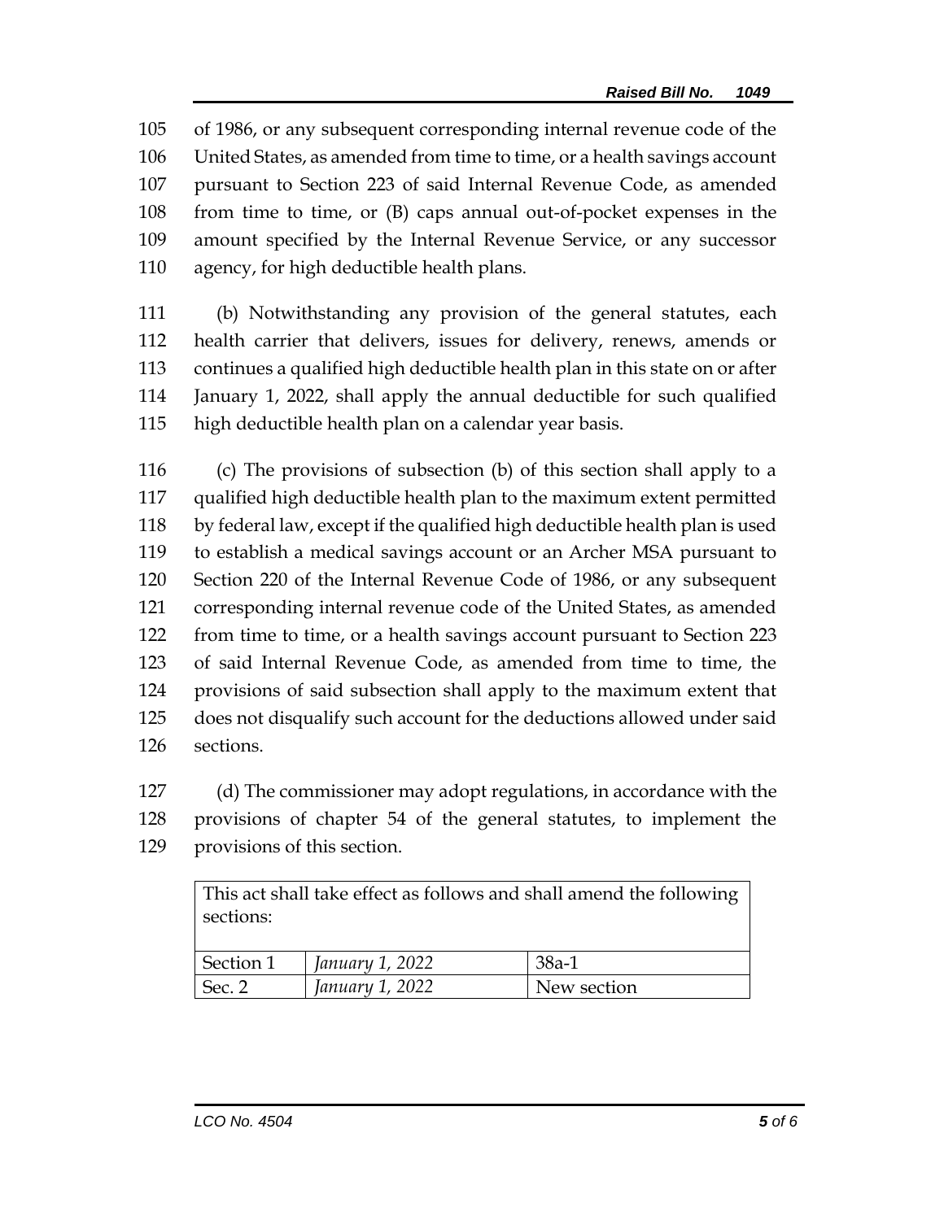of 1986, or any subsequent corresponding internal revenue code of the United States, as amended from time to time, or a health savings account pursuant to Section 223 of said Internal Revenue Code, as amended from time to time, or (B) caps annual out-of-pocket expenses in the amount specified by the Internal Revenue Service, or any successor agency, for high deductible health plans.

(b) Notwithstanding any provision of the general statutes, each health carrier that delivers, issues for delivery, renews, amends or continues a qualified high deductible health plan in this state on or after January 1, 2022, shall apply the annual deductible for such qualified high deductible health plan on a calendar year basis.

(c) The provisions of subsection (b) of this section shall apply to a qualified high deductible health plan to the maximum extent permitted by federal law, except if the qualified high deductible health plan is used to establish a medical savings account or an Archer MSA pursuant to Section 220 of the Internal Revenue Code of 1986, or any subsequent corresponding internal revenue code of the United States, as amended from time to time, or a health savings account pursuant to Section 223 of said Internal Revenue Code, as amended from time to time, the provisions of said subsection shall apply to the maximum extent that does not disqualify such account for the deductions allowed under said sections.

(d) The commissioner may adopt regulations, in accordance with the provisions of chapter 54 of the general statutes, to implement the provisions of this section.

| This act shall take effect as follows and shall amend the following sections: | | |
|---|---|---|
| Section 1 | *January 1, 2022* | 38a-1 |
| Sec. 2 | *January 1, 2022* | New section |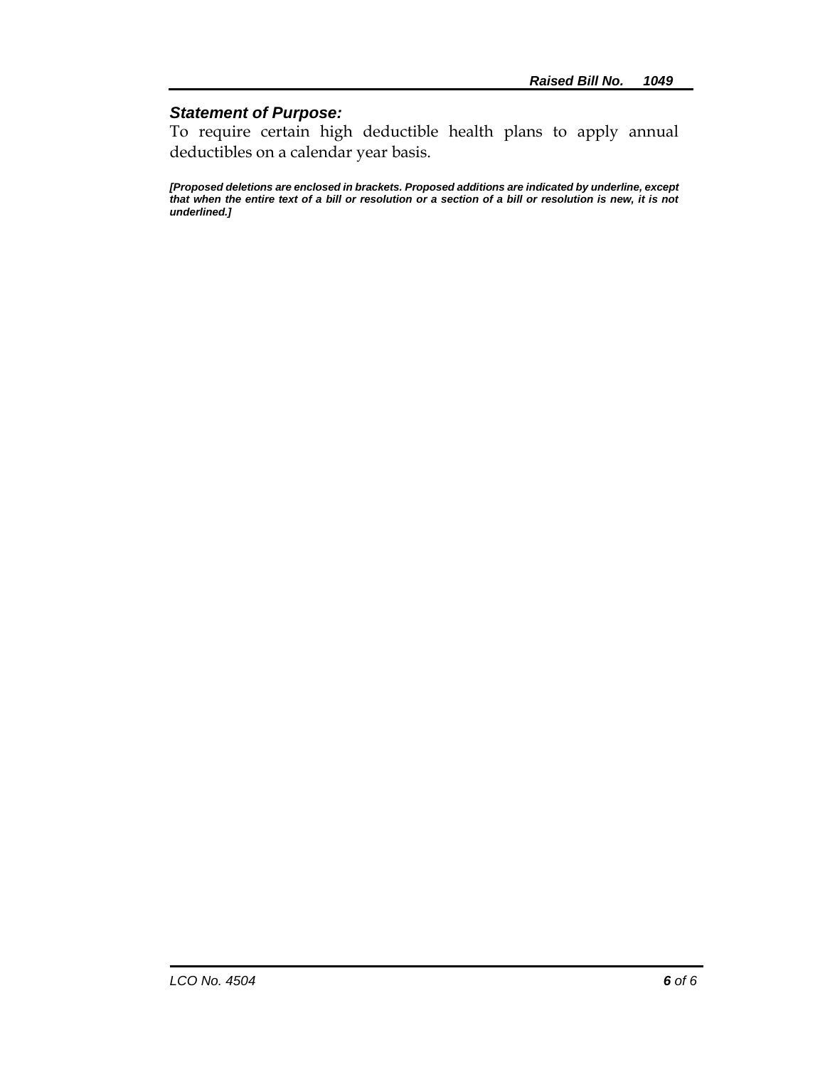### *Statement of Purpose:*

To require certain high deductible health plans to apply annual deductibles on a calendar year basis.

***[Proposed deletions are enclosed in brackets. Proposed additions are indicated by underline, except that when the entire text of a bill or resolution or a section of a bill or resolution is new, it is not underlined.]***